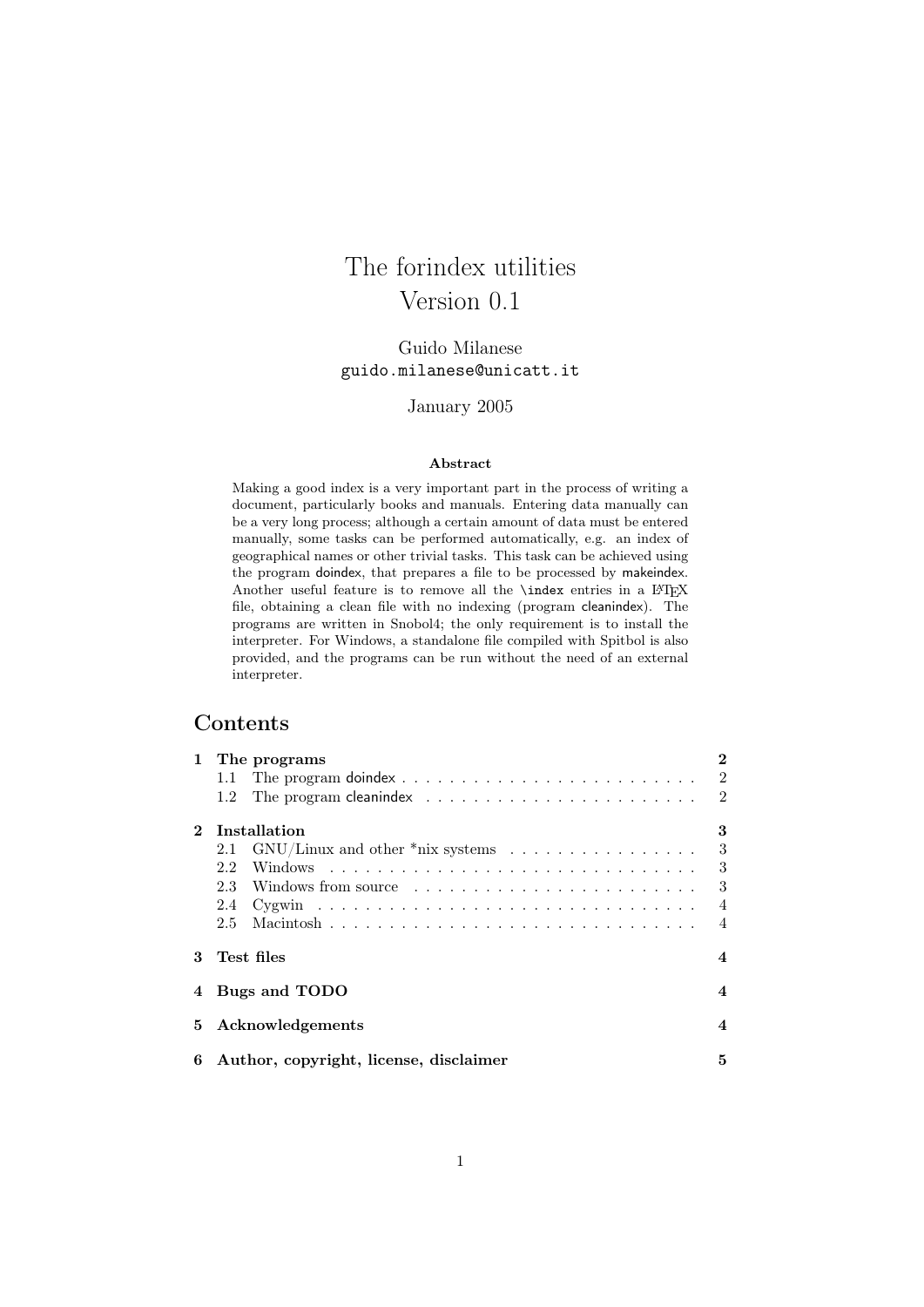# The forindex utilities
Version 0.1

Guido Milanese
guido.milanese@unicatt.it

January 2005

**Abstract**

Making a good index is a very important part in the process of writing a document, particularly books and manuals. Entering data manually can be a very long process; although a certain amount of data must be entered manually, some tasks can be performed automatically, e.g. an index of geographical names or other trivial tasks. This task can be achieved using the program doindex, that prepares a file to be processed by makeindex. Another useful feature is to remove all the `\index` entries in a LaTeX file, obtaining a clean file with no indexing (program cleanindex). The programs are written in Snobol4; the only requirement is to install the interpreter. For Windows, a standalone file compiled with Spitbol is also provided, and the programs can be run without the need of an external interpreter.

## Contents

- **1 The programs** — 2
  - 1.1 The program doindex — 2
  - 1.2 The program cleanindex — 2
- **2 Installation** — 3
  - 2.1 GNU/Linux and other *nix systems — 3
  - 2.2 Windows — 3
  - 2.3 Windows from source — 3
  - 2.4 Cygwin — 4
  - 2.5 Macintosh — 4
- **3 Test files** — 4
- **4 Bugs and TODO** — 4
- **5 Acknowledgements** — 4
- **6 Author, copyright, license, disclaimer** — 5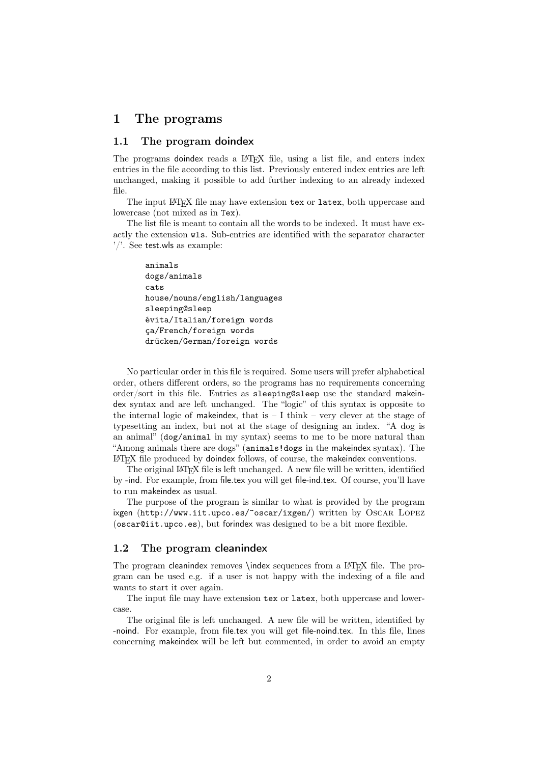# 1 The programs

## 1.1 The program doindex

The programs doindex reads a LaTeX file, using a list file, and enters index entries in the file according to this list. Previously entered index entries are left unchanged, making it possible to add further indexing to an already indexed file.

The input LaTeX file may have extension `tex` or `latex`, both uppercase and lowercase (not mixed as in `Tex`).

The list file is meant to contain all the words to be indexed. It must have exactly the extension `wls`. Sub-entries are identified with the separator character '/'. See test.wls as example:

```
animals
dogs/animals
cats
house/nouns/english/languages
sleeping@sleep
êvita/Italian/foreign words
ça/French/foreign words
drücken/German/foreign words
```

No particular order in this file is required. Some users will prefer alphabetical order, others different orders, so the programs has no requirements concerning order/sort in this file. Entries as `sleeping@sleep` use the standard makeindex syntax and are left unchanged. The "logic" of this syntax is opposite to the internal logic of makeindex, that is – I think – very clever at the stage of typesetting an index, but not at the stage of designing an index. "A dog is an animal" (`dog/animal` in my syntax) seems to me to be more natural than "Among animals there are dogs" (`animals!dogs` in the makeindex syntax). The LaTeX file produced by doindex follows, of course, the makeindex conventions.

The original LaTeX file is left unchanged. A new file will be written, identified by -ind. For example, from file.tex you will get file-ind.tex. Of course, you'll have to run makeindex as usual.

The purpose of the program is similar to what is provided by the program ixgen (`http://www.iit.upco.es/~oscar/ixgen/`) written by Oscar Lopez (`oscar@iit.upco.es`), but forindex was designed to be a bit more flexible.

## 1.2 The program cleanindex

The program cleanindex removes \index sequences from a LaTeX file. The program can be used e.g. if a user is not happy with the indexing of a file and wants to start it over again.

The input file may have extension `tex` or `latex`, both uppercase and lowercase.

The original file is left unchanged. A new file will be written, identified by -noind. For example, from file.tex you will get file-noind.tex. In this file, lines concerning makeindex will be left but commented, in order to avoid an empty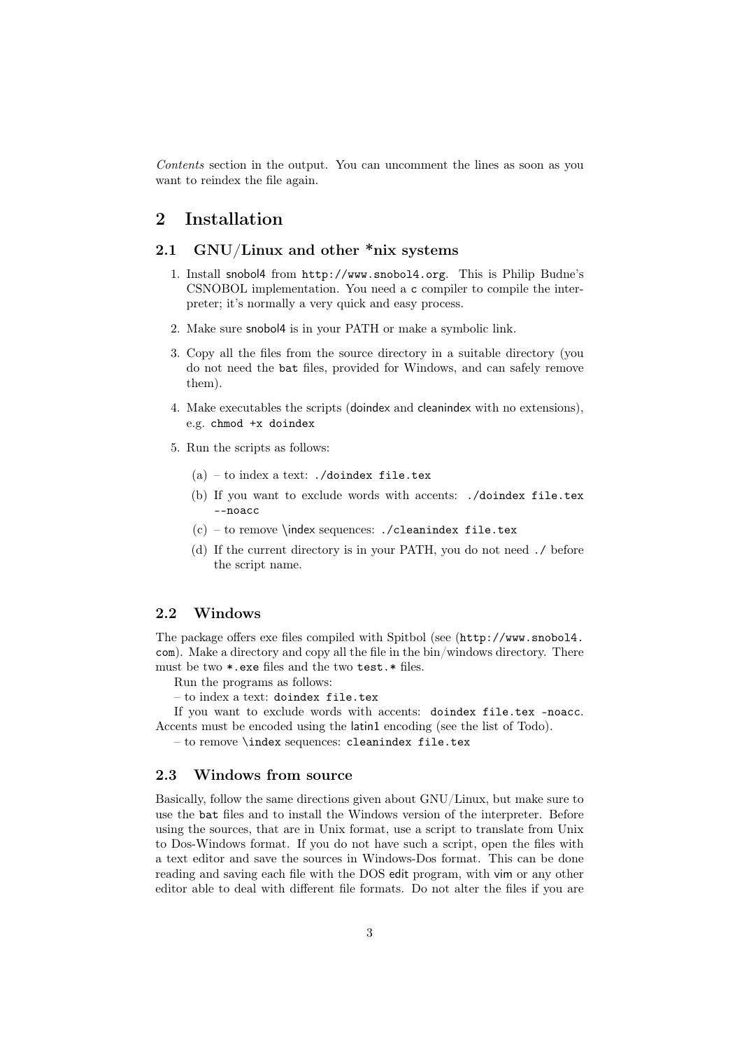*Contents* section in the output. You can uncomment the lines as soon as you want to reindex the file again.

# 2 Installation

## 2.1 GNU/Linux and other *nix systems

1. Install snobol4 from `http://www.snobol4.org`. This is Philip Budne's CSNOBOL implementation. You need a `c` compiler to compile the interpreter; it's normally a very quick and easy process.

2. Make sure snobol4 is in your PATH or make a symbolic link.

3. Copy all the files from the source directory in a suitable directory (you do not need the `bat` files, provided for Windows, and can safely remove them).

4. Make executables the scripts (doindex and cleanindex with no extensions), e.g. `chmod +x doindex`

5. Run the scripts as follows:

   (a) – to index a text: `./doindex file.tex`

   (b) If you want to exclude words with accents: `./doindex file.tex --noacc`

   (c) – to remove \index sequences: `./cleanindex file.tex`

   (d) If the current directory is in your PATH, you do not need `./` before the script name.

## 2.2 Windows

The package offers exe files compiled with Spitbol (see (`http://www.snobol4.com`). Make a directory and copy all the file in the bin/windows directory. There must be two `*.exe` files and the two `test.*` files.

Run the programs as follows:

– to index a text: `doindex file.tex`

If you want to exclude words with accents: `doindex file.tex -noacc`. Accents must be encoded using the latin1 encoding (see the list of Todo).

– to remove `\index` sequences: `cleanindex file.tex`

## 2.3 Windows from source

Basically, follow the same directions given about GNU/Linux, but make sure to use the `bat` files and to install the Windows version of the interpreter. Before using the sources, that are in Unix format, use a script to translate from Unix to Dos-Windows format. If you do not have such a script, open the files with a text editor and save the sources in Windows-Dos format. This can be done reading and saving each file with the DOS edit program, with vim or any other editor able to deal with different file formats. Do not alter the files if you are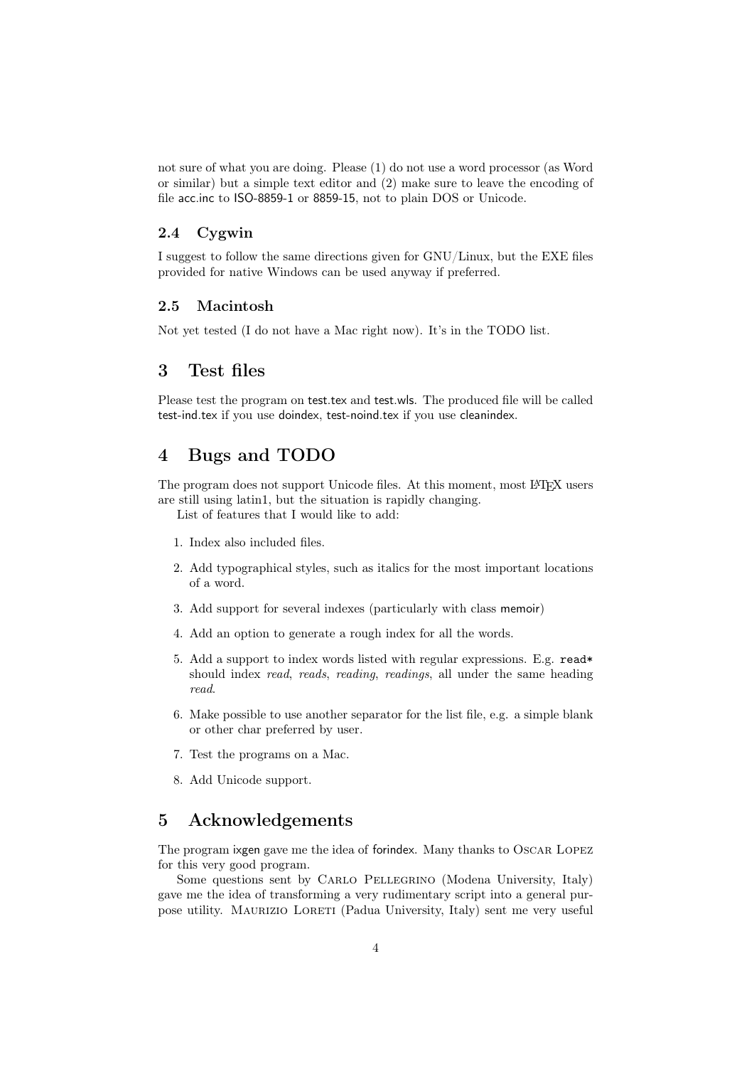not sure of what you are doing. Please (1) do not use a word processor (as Word or similar) but a simple text editor and (2) make sure to leave the encoding of file acc.inc to ISO-8859-1 or 8859-15, not to plain DOS or Unicode.

### 2.4 Cygwin

I suggest to follow the same directions given for GNU/Linux, but the EXE files provided for native Windows can be used anyway if preferred.

### 2.5 Macintosh

Not yet tested (I do not have a Mac right now). It's in the TODO list.

## 3 Test files

Please test the program on test.tex and test.wls. The produced file will be called test-ind.tex if you use doindex, test-noind.tex if you use cleanindex.

## 4 Bugs and TODO

The program does not support Unicode files. At this moment, most LaTeX users are still using latin1, but the situation is rapidly changing.

List of features that I would like to add:

1. Index also included files.
2. Add typographical styles, such as italics for the most important locations of a word.
3. Add support for several indexes (particularly with class memoir)
4. Add an option to generate a rough index for all the words.
5. Add a support to index words listed with regular expressions. E.g. `read*` should index *read*, *reads*, *reading*, *readings*, all under the same heading *read*.
6. Make possible to use another separator for the list file, e.g. a simple blank or other char preferred by user.
7. Test the programs on a Mac.
8. Add Unicode support.

## 5 Acknowledgements

The program ixgen gave me the idea of forindex. Many thanks to Oscar Lopez for this very good program.

Some questions sent by Carlo Pellegrino (Modena University, Italy) gave me the idea of transforming a very rudimentary script into a general purpose utility. Maurizio Loreti (Padua University, Italy) sent me very useful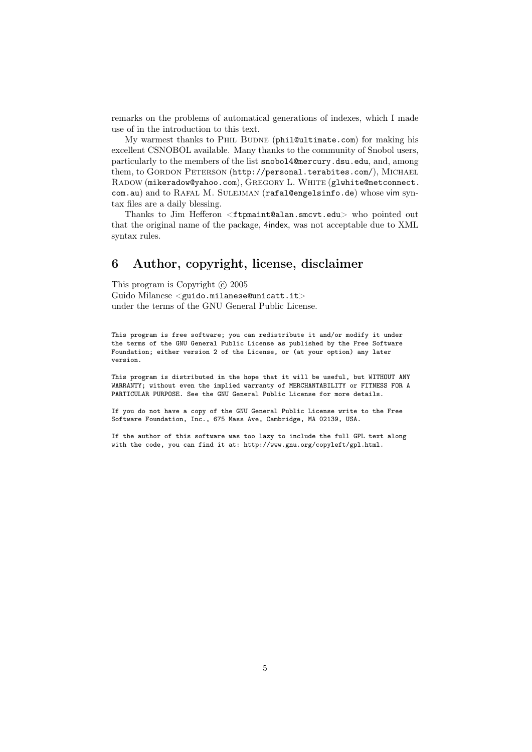remarks on the problems of automatical generations of indexes, which I made use of in the introduction to this text.

My warmest thanks to Phil Budne (`phil@ultimate.com`) for making his excellent CSNOBOL available. Many thanks to the community of Snobol users, particularly to the members of the list `snobol4@mercury.dsu.edu`, and, among them, to Gordon Peterson (`http://personal.terabites.com/`), Michael Radow (`mikeradow@yahoo.com`), Gregory L. White (`glwhite@netconnect.com.au`) and to Rafal M. Sulejman (`rafal@engelsinfo.de`) whose vim syntax files are a daily blessing.

Thanks to Jim Hefferon <`ftpmaint@alan.smcvt.edu`> who pointed out that the original name of the package, 4index, was not acceptable due to XML syntax rules.

# 6 Author, copyright, license, disclaimer

This program is Copyright © 2005
Guido Milanese <`guido.milanese@unicatt.it`>
under the terms of the GNU General Public License.

```
This program is free software; you can redistribute it and/or modify it under
the terms of the GNU General Public License as published by the Free Software
Foundation; either version 2 of the License, or (at your option) any later
version.

This program is distributed in the hope that it will be useful, but WITHOUT ANY
WARRANTY; without even the implied warranty of MERCHANTABILITY or FITNESS FOR A
PARTICULAR PURPOSE. See the GNU General Public License for more details.

If you do not have a copy of the GNU General Public License write to the Free
Software Foundation, Inc., 675 Mass Ave, Cambridge, MA 02139, USA.

If the author of this software was too lazy to include the full GPL text along
with the code, you can find it at: http://www.gnu.org/copyleft/gpl.html.
```